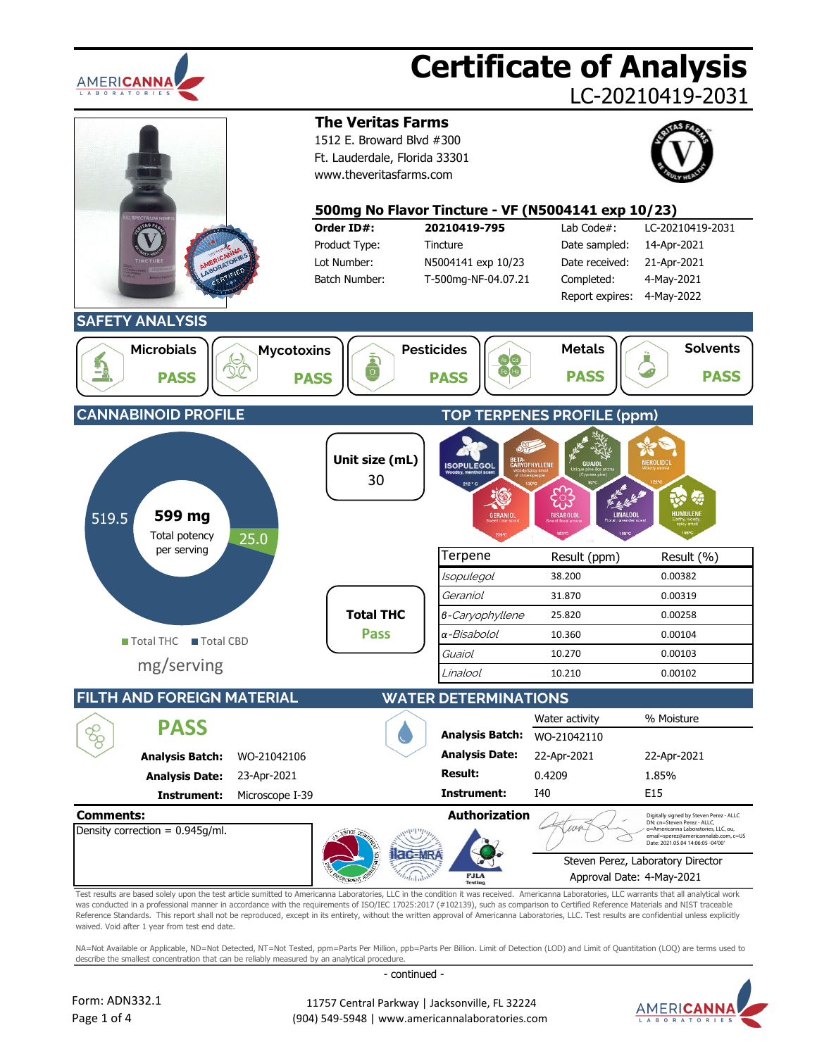# Certificate of Analysis

LC-20210419-2031

## The Veritas Farms

1512 E. Broward Blvd #300
Ft. Lauderdale, Florida 33301
www.theveritasfarms.com

### 500mg No Flavor Tincture - VF (N5004141 exp 10/23)

| | | | |
|---|---|---|---|
| **Order ID#:** | **20210419-795** | Lab Code#: | LC-20210419-2031 |
| Product Type: | Tincture | Date sampled: | 14-Apr-2021 |
| Lot Number: | N5004141 exp 10/23 | Date received: | 21-Apr-2021 |
| Batch Number: | T-500mg-NF-04.07.21 | Completed: | 4-May-2021 |
| | | Report expires: | 4-May-2022 |

## SAFETY ANALYSIS

| Microbials | Mycotoxins | Pesticides | Metals | Solvents |
|---|---|---|---|---|
| PASS | PASS | PASS | PASS | PASS |

## CANNABINOID PROFILE

**599 mg** Total potency per serving

519.5 | 25.0

Total THC | Total CBD

mg/serving

**Unit size (mL)** 30

**Total THC** Pass

## TOP TERPENES PROFILE (ppm)

| Terpene | Result (ppm) | Result (%) |
|---|---|---|
| *Isopulegol* | 38.200 | 0.00382 |
| *Geraniol* | 31.870 | 0.00319 |
| *β-Caryophyllene* | 25.820 | 0.00258 |
| *α-Bisabolol* | 10.360 | 0.00104 |
| *Guaiol* | 10.270 | 0.00103 |
| *Linalool* | 10.210 | 0.00102 |

## FILTH AND FOREIGN MATERIAL

**PASS**

| | |
|---|---|
| **Analysis Batch:** | WO-21042106 |
| **Analysis Date:** | 23-Apr-2021 |
| **Instrument:** | Microscope I-39 |

## WATER DETERMINATIONS

| | Water activity | % Moisture |
|---|---|---|
| **Analysis Batch:** | WO-21042110 | |
| **Analysis Date:** | 22-Apr-2021 | 22-Apr-2021 |
| **Result:** | 0.4209 | 1.85% |
| **Instrument:** | I40 | E15 |

**Comments:**

Density correction = 0.945g/ml.

**Authorization**

Digitally signed by Steven Perez - ALLC
DN: cn=Steven Perez - ALLC, o=Americanna Laboratories, LLC, ou, email=sperez@americannalab.com, c=US
Date: 2021.05.04 14:06:05 -04'00'

Steven Perez, Laboratory Director
Approval Date: 4-May-2021

Test results are based solely upon the test article sumitted to Americanna Laboratories, LLC in the condition it was received. Americanna Laboratories, LLC warrants that all analytical work was conducted in a professional manner in accordance with the requirements of ISO/IEC 17025:2017 (#102139), such as comparison to Certified Reference Materials and NIST traceable Reference Standards. This report shall not be reproduced, except in its entirety, without the written approval of Americanna Laboratories, LLC. Test results are confidential unless explicitly waived. Void after 1 year from test end date.

NA=Not Available or Applicable, ND=Not Detected, NT=Not Tested, ppm=Parts Per Million, ppb=Parts Per Billion. Limit of Detection (LOD) and Limit of Quantitation (LOQ) are terms used to describe the smallest concentration that can be reliably measured by an analytical procedure.

- continued -

Form: ADN332.1

11757 Central Parkway | Jacksonville, FL 32224
(904) 549-5948 | www.americannalaboratories.com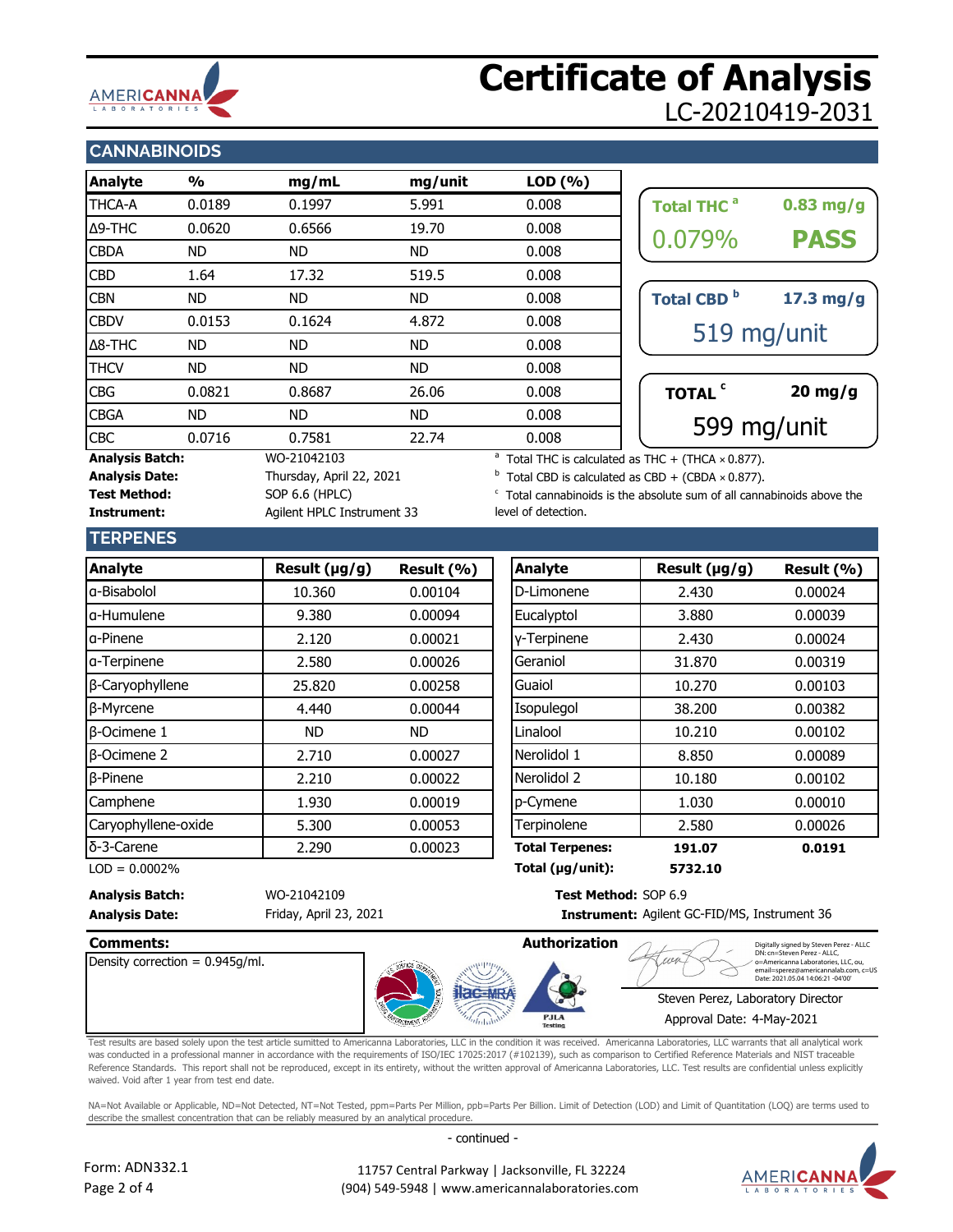# Certificate of Analysis

LC-20210419-2031

## CANNABINOIDS

| Analyte | % | mg/mL | mg/unit | LOD (%) |
|---|---|---|---|---|
| THCA-A | 0.0189 | 0.1997 | 5.991 | 0.008 |
| Δ9-THC | 0.0620 | 0.6566 | 19.70 | 0.008 |
| CBDA | ND | ND | ND | 0.008 |
| CBD | 1.64 | 17.32 | 519.5 | 0.008 |
| CBN | ND | ND | ND | 0.008 |
| CBDV | 0.0153 | 0.1624 | 4.872 | 0.008 |
| Δ8-THC | ND | ND | ND | 0.008 |
| THCV | ND | ND | ND | 0.008 |
| CBG | 0.0821 | 0.8687 | 26.06 | 0.008 |
| CBGA | ND | ND | ND | 0.008 |
| CBC | 0.0716 | 0.7581 | 22.74 | 0.008 |

**Total THC** [a]: 0.83 mg/g — 0.079% — **PASS**

**Total CBD** [b]: 17.3 mg/g — 519 mg/unit

**TOTAL** [c]: 20 mg/g — 599 mg/unit

**Analysis Batch:** WO-21042103
**Analysis Date:** Thursday, April 22, 2021
**Test Method:** SOP 6.6 (HPLC)
**Instrument:** Agilent HPLC Instrument 33

[a] Total THC is calculated as THC + (THCA × 0.877).
[b] Total CBD is calculated as CBD + (CBDA × 0.877).
[c] Total cannabinoids is the absolute sum of all cannabinoids above the level of detection.

## TERPENES

| Analyte | Result (μg/g) | Result (%) |
|---|---|---|
| α-Bisabolol | 10.360 | 0.00104 |
| α-Humulene | 9.380 | 0.00094 |
| α-Pinene | 2.120 | 0.00021 |
| α-Terpinene | 2.580 | 0.00026 |
| β-Caryophyllene | 25.820 | 0.00258 |
| β-Myrcene | 4.440 | 0.00044 |
| β-Ocimene 1 | ND | ND |
| β-Ocimene 2 | 2.710 | 0.00027 |
| β-Pinene | 2.210 | 0.00022 |
| Camphene | 1.930 | 0.00019 |
| Caryophyllene-oxide | 5.300 | 0.00053 |
| δ-3-Carene | 2.290 | 0.00023 |
| D-Limonene | 2.430 | 0.00024 |
| Eucalyptol | 3.880 | 0.00039 |
| γ-Terpinene | 2.430 | 0.00024 |
| Geraniol | 31.870 | 0.00319 |
| Guaiol | 10.270 | 0.00103 |
| Isopulegol | 38.200 | 0.00382 |
| Linalool | 10.210 | 0.00102 |
| Nerolidol 1 | 8.850 | 0.00089 |
| Nerolidol 2 | 10.180 | 0.00102 |
| p-Cymene | 1.030 | 0.00010 |
| Terpinolene | 2.580 | 0.00026 |
| **Total Terpenes:** | **191.07** | **0.0191** |
| **Total (μg/unit):** | **5732.10** | |

LOD = 0.0002%

**Analysis Batch:** WO-21042109
**Analysis Date:** Friday, April 23, 2021
**Test Method:** SOP 6.9
**Instrument:** Agilent GC-FID/MS, Instrument 36

**Comments:**
Density correction = 0.945g/ml.

**Authorization**

Digitally signed by Steven Perez - ALLC
DN: cn=Steven Perez - ALLC, o=Americanna Laboratories, LLC, ou, email=sperez@americannalab.com, c=US
Date: 2021.05.04 14:06:21 -04'00'

Steven Perez, Laboratory Director
Approval Date: 4-May-2021

Test results are based solely upon the test article sumitted to Americanna Laboratories, LLC in the condition it was received. Americanna Laboratories, LLC warrants that all analytical work was conducted in a professional manner in accordance with the requirements of ISO/IEC 17025:2017 (#102139), such as comparison to Certified Reference Materials and NIST traceable Reference Standards. This report shall not be reproduced, except in its entirety, without the written approval of Americanna Laboratories, LLC. Test results are confidential unless explicitly waived. Void after 1 year from test end date.

NA=Not Available or Applicable, ND=Not Detected, NT=Not Tested, ppm=Parts Per Million, ppb=Parts Per Billion. Limit of Detection (LOD) and Limit of Quantitation (LOQ) are terms used to describe the smallest concentration that can be reliably measured by an analytical procedure.

- continued -

Form: ADN332.1

11757 Central Parkway | Jacksonville, FL 32224
(904) 549-5948 | www.americannalaboratories.com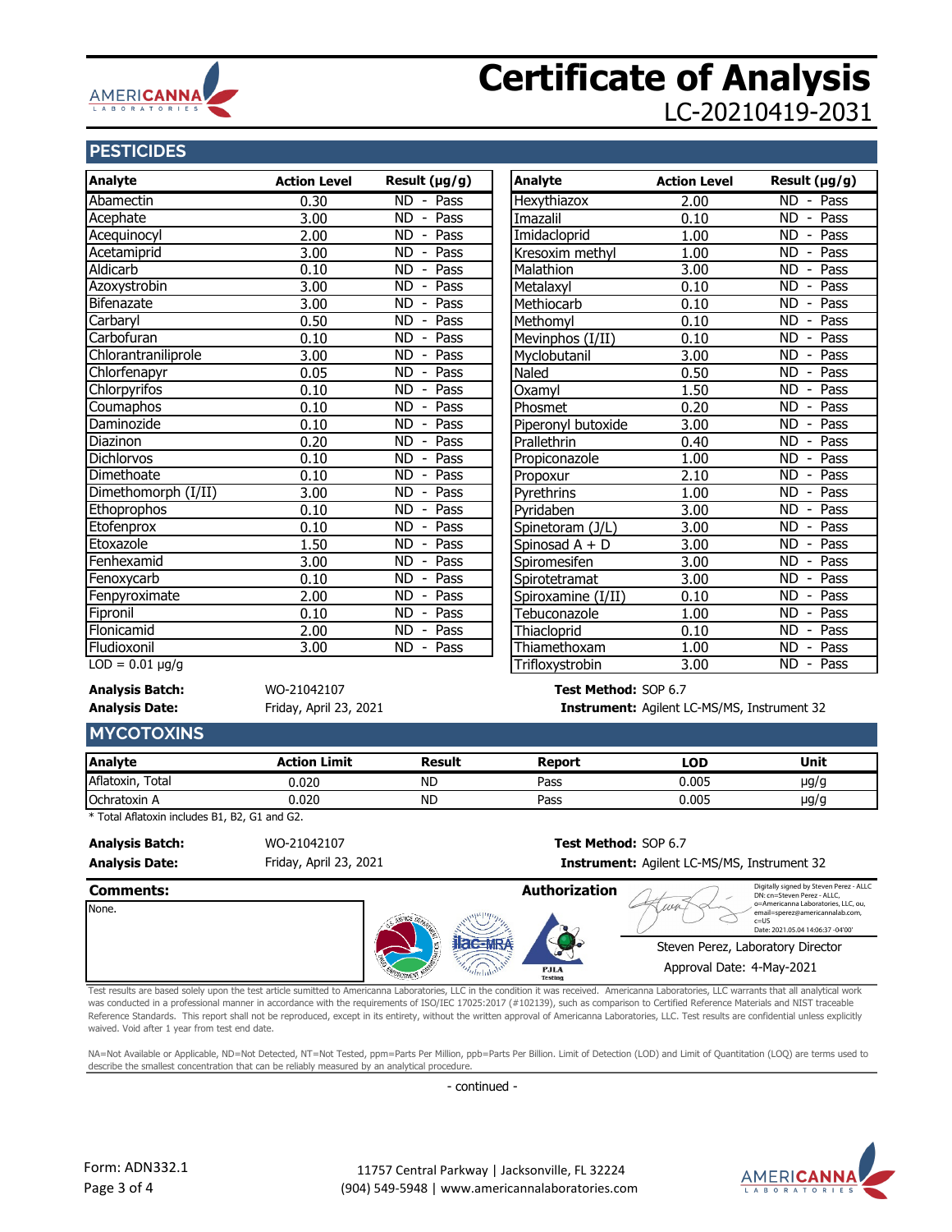# Certificate of Analysis

LC-20210419-2031

## PESTICIDES

| Analyte | Action Level | Result (µg/g) |
|---|---|---|
| Abamectin | 0.30 | ND - Pass |
| Acephate | 3.00 | ND - Pass |
| Acequinocyl | 2.00 | ND - Pass |
| Acetamiprid | 3.00 | ND - Pass |
| Aldicarb | 0.10 | ND - Pass |
| Azoxystrobin | 3.00 | ND - Pass |
| Bifenazate | 3.00 | ND - Pass |
| Carbaryl | 0.50 | ND - Pass |
| Carbofuran | 0.10 | ND - Pass |
| Chlorantraniliprole | 3.00 | ND - Pass |
| Chlorfenapyr | 0.05 | ND - Pass |
| Chlorpyrifos | 0.10 | ND - Pass |
| Coumaphos | 0.10 | ND - Pass |
| Daminozide | 0.10 | ND - Pass |
| Diazinon | 0.20 | ND - Pass |
| Dichlorvos | 0.10 | ND - Pass |
| Dimethoate | 0.10 | ND - Pass |
| Dimethomorph (I/II) | 3.00 | ND - Pass |
| Ethoprophos | 0.10 | ND - Pass |
| Etofenprox | 0.10 | ND - Pass |
| Etoxazole | 1.50 | ND - Pass |
| Fenhexamid | 3.00 | ND - Pass |
| Fenoxycarb | 0.10 | ND - Pass |
| Fenpyroximate | 2.00 | ND - Pass |
| Fipronil | 0.10 | ND - Pass |
| Flonicamid | 2.00 | ND - Pass |
| Fludioxonil | 3.00 | ND - Pass |
| Hexythiazox | 2.00 | ND - Pass |
| Imazalil | 0.10 | ND - Pass |
| Imidacloprid | 1.00 | ND - Pass |
| Kresoxim methyl | 1.00 | ND - Pass |
| Malathion | 3.00 | ND - Pass |
| Metalaxyl | 0.10 | ND - Pass |
| Methiocarb | 0.10 | ND - Pass |
| Methomyl | 0.10 | ND - Pass |
| Mevinphos (I/II) | 0.10 | ND - Pass |
| Myclobutanil | 3.00 | ND - Pass |
| Naled | 0.50 | ND - Pass |
| Oxamyl | 1.50 | ND - Pass |
| Phosmet | 0.20 | ND - Pass |
| Piperonyl butoxide | 3.00 | ND - Pass |
| Prallethrin | 0.40 | ND - Pass |
| Propiconazole | 1.00 | ND - Pass |
| Propoxur | 2.10 | ND - Pass |
| Pyrethrins | 1.00 | ND - Pass |
| Pyridaben | 3.00 | ND - Pass |
| Spinetoram (J/L) | 3.00 | ND - Pass |
| Spinosad A + D | 3.00 | ND - Pass |
| Spiromesifen | 3.00 | ND - Pass |
| Spirotetramat | 3.00 | ND - Pass |
| Spiroxamine (I/II) | 0.10 | ND - Pass |
| Tebuconazole | 1.00 | ND - Pass |
| Thiacloprid | 0.10 | ND - Pass |
| Thiamethoxam | 1.00 | ND - Pass |
| Trifloxystrobin | 3.00 | ND - Pass |

LOD = 0.01 µg/g

**Analysis Batch:** WO-21042107
**Analysis Date:** Friday, April 23, 2021
**Test Method:** SOP 6.7
**Instrument:** Agilent LC-MS/MS, Instrument 32

## MYCOTOXINS

| Analyte | Action Limit | Result | Report | LOD | Unit |
|---|---|---|---|---|---|
| Aflatoxin, Total | 0.020 | ND | Pass | 0.005 | µg/g |
| Ochratoxin A | 0.020 | ND | Pass | 0.005 | µg/g |

* Total Aflatoxin includes B1, B2, G1 and G2.

**Analysis Batch:** WO-21042107
**Analysis Date:** Friday, April 23, 2021
**Test Method:** SOP 6.7
**Instrument:** Agilent LC-MS/MS, Instrument 32

**Comments:**

None.

**Authorization**

Digitally signed by Steven Perez - ALLC
DN: cn=Steven Perez - ALLC, o=Americanna Laboratories, LLC, ou, email=sperez@americannalab.com, c=US
Date: 2021.05.04 14:06:37 -04'00'

Steven Perez, Laboratory Director

Approval Date: 4-May-2021

Test results are based solely upon the test article sumitted to Americanna Laboratories, LLC in the condition it was received. Americanna Laboratories, LLC warrants that all analytical work was conducted in a professional manner in accordance with the requirements of ISO/IEC 17025:2017 (#102139), such as comparison to Certified Reference Materials and NIST traceable Reference Standards. This report shall not be reproduced, except in its entirety, without the written approval of Americanna Laboratories, LLC. Test results are confidential unless explicitly waived. Void after 1 year from test end date.

NA=Not Available or Applicable, ND=Not Detected, NT=Not Tested, ppm=Parts Per Million, ppb=Parts Per Billion. Limit of Detection (LOD) and Limit of Quantitation (LOQ) are terms used to describe the smallest concentration that can be reliably measured by an analytical procedure.

- continued -

Form: ADN332.1

11757 Central Parkway | Jacksonville, FL 32224
(904) 549-5948 | www.americannalaboratories.com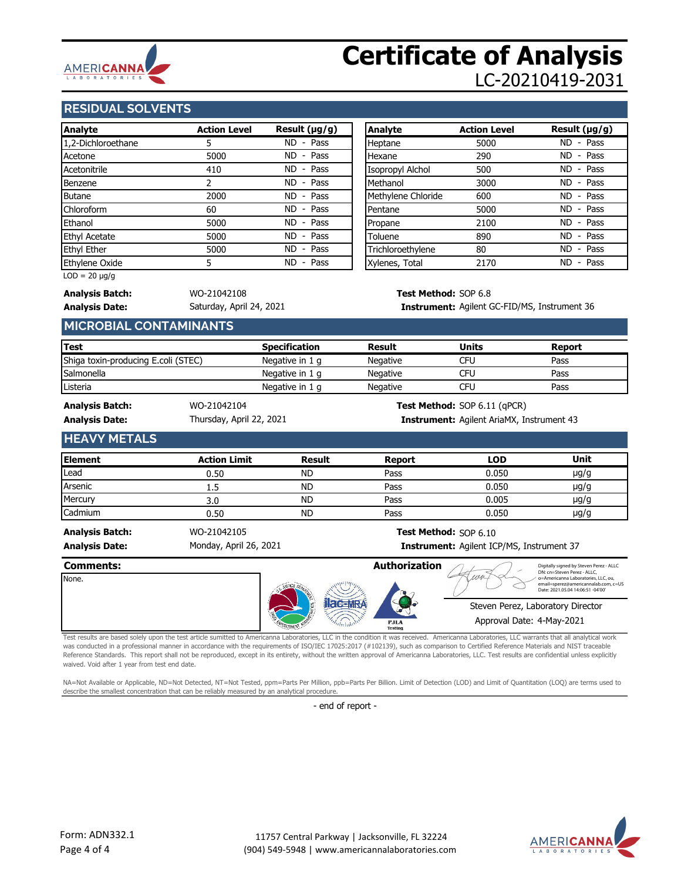# Certificate of Analysis

LC-20210419-2031

## RESIDUAL SOLVENTS

| Analyte | Action Level | Result (µg/g) |
|---|---|---|
| 1,2-Dichloroethane | 5 | ND - Pass |
| Acetone | 5000 | ND - Pass |
| Acetonitrile | 410 | ND - Pass |
| Benzene | 2 | ND - Pass |
| Butane | 2000 | ND - Pass |
| Chloroform | 60 | ND - Pass |
| Ethanol | 5000 | ND - Pass |
| Ethyl Acetate | 5000 | ND - Pass |
| Ethyl Ether | 5000 | ND - Pass |
| Ethylene Oxide | 5 | ND - Pass |
| Heptane | 5000 | ND - Pass |
| Hexane | 290 | ND - Pass |
| Isopropyl Alchol | 500 | ND - Pass |
| Methanol | 3000 | ND - Pass |
| Methylene Chloride | 600 | ND - Pass |
| Pentane | 5000 | ND - Pass |
| Propane | 2100 | ND - Pass |
| Toluene | 890 | ND - Pass |
| Trichloroethylene | 80 | ND - Pass |
| Xylenes, Total | 2170 | ND - Pass |

LOD = 20 µg/g

**Analysis Batch:** WO-21042108
**Analysis Date:** Saturday, April 24, 2021
**Test Method:** SOP 6.8
**Instrument:** Agilent GC-FID/MS, Instrument 36

## MICROBIAL CONTAMINANTS

| Test | Specification | Result | Units | Report |
|---|---|---|---|---|
| Shiga toxin-producing E.coli (STEC) | Negative in 1 g | Negative | CFU | Pass |
| Salmonella | Negative in 1 g | Negative | CFU | Pass |
| Listeria | Negative in 1 g | Negative | CFU | Pass |

**Analysis Batch:** WO-21042104
**Analysis Date:** Thursday, April 22, 2021
**Test Method:** SOP 6.11 (qPCR)
**Instrument:** Agilent AriaMX, Instrument 43

## HEAVY METALS

| Element | Action Limit | Result | Report | LOD | Unit |
|---|---|---|---|---|---|
| Lead | 0.50 | ND | Pass | 0.050 | µg/g |
| Arsenic | 1.5 | ND | Pass | 0.050 | µg/g |
| Mercury | 3.0 | ND | Pass | 0.005 | µg/g |
| Cadmium | 0.50 | ND | Pass | 0.050 | µg/g |

**Analysis Batch:** WO-21042105
**Analysis Date:** Monday, April 26, 2021
**Test Method:** SOP 6.10
**Instrument:** Agilent ICP/MS, Instrument 37

**Comments:**

None.

**Authorization**

Digitally signed by Steven Perez - ALLC
DN: cn=Steven Perez - ALLC, o=Americanna Laboratories, LLC, ou, email=sperez@americannalab.com, c=US
Date: 2021.05.04 14:06:51 -04'00'

Steven Perez, Laboratory Director
Approval Date: 4-May-2021

Test results are based solely upon the test article sumitted to Americanna Laboratories, LLC in the condition it was received. Americanna Laboratories, LLC warrants that all analytical work was conducted in a professional manner in accordance with the requirements of ISO/IEC 17025:2017 (#102139), such as comparison to Certified Reference Materials and NIST traceable Reference Standards. This report shall not be reproduced, except in its entirety, without the written approval of Americanna Laboratories, LLC. Test results are confidential unless explicitly waived. Void after 1 year from test end date.

NA=Not Available or Applicable, ND=Not Detected, NT=Not Tested, ppm=Parts Per Million, ppb=Parts Per Billion. Limit of Detection (LOD) and Limit of Quantitation (LOQ) are terms used to describe the smallest concentration that can be reliably measured by an analytical procedure.

- end of report -

Form: ADN332.1

11757 Central Parkway | Jacksonville, FL 32224
(904) 549-5948 | www.americannalaboratories.com